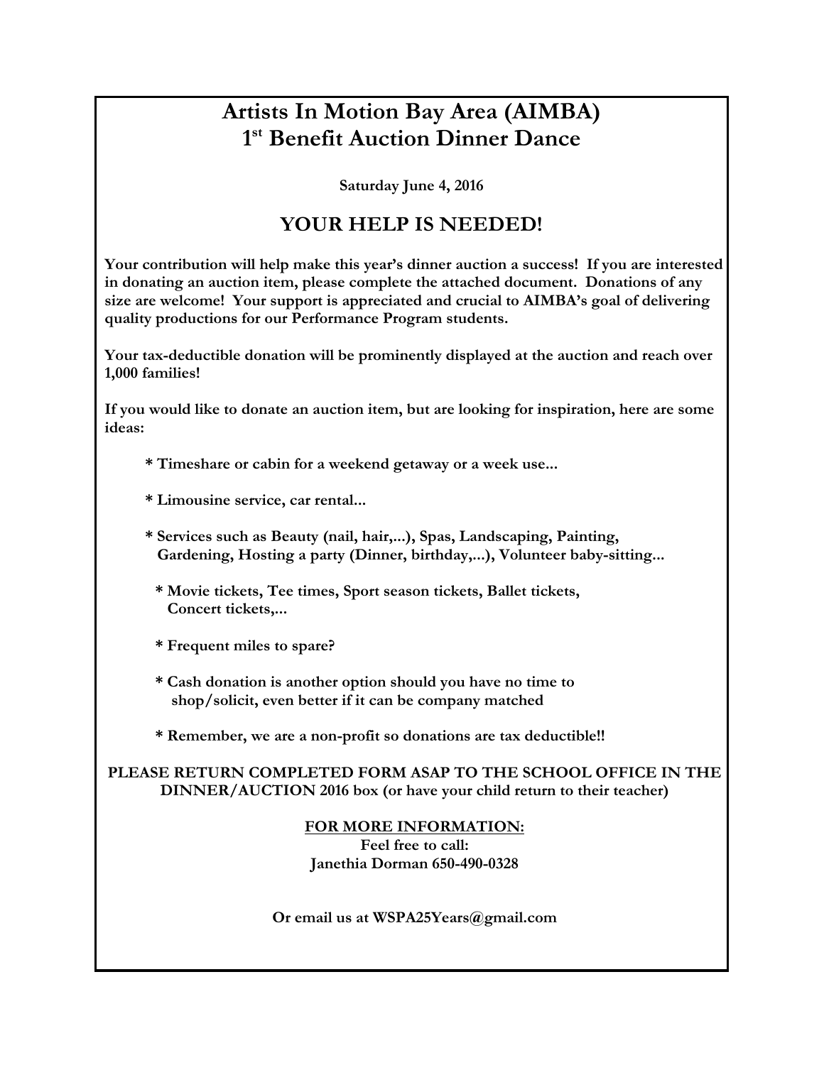# Artists In Motion Bay Area (AIMBA)
# 1st Benefit Auction Dinner Dance

**Saturday June 4, 2016**

## YOUR HELP IS NEEDED!

**Your contribution will help make this year's dinner auction a success! If you are interested in donating an auction item, please complete the attached document. Donations of any size are welcome! Your support is appreciated and crucial to AIMBA's goal of delivering quality productions for our Performance Program students.**

**Your tax-deductible donation will be prominently displayed at the auction and reach over 1,000 families!**

**If you would like to donate an auction item, but are looking for inspiration, here are some ideas:**

- **Timeshare or cabin for a weekend getaway or a week use...**
- **Limousine service, car rental...**
- **Services such as Beauty (nail, hair,...), Spas, Landscaping, Painting, Gardening, Hosting a party (Dinner, birthday,...), Volunteer baby-sitting...**
- **Movie tickets, Tee times, Sport season tickets, Ballet tickets, Concert tickets,...**
- **Frequent miles to spare?**
- **Cash donation is another option should you have no time to shop/solicit, even better if it can be company matched**
- **Remember, we are a non-profit so donations are tax deductible!!**

**PLEASE RETURN COMPLETED FORM ASAP TO THE SCHOOL OFFICE IN THE DINNER/AUCTION 2016 box (or have your child return to their teacher)**

**FOR MORE INFORMATION:**
**Feel free to call:**
**Janethia Dorman 650-490-0328**

**Or email us at WSPA25Years@gmail.com**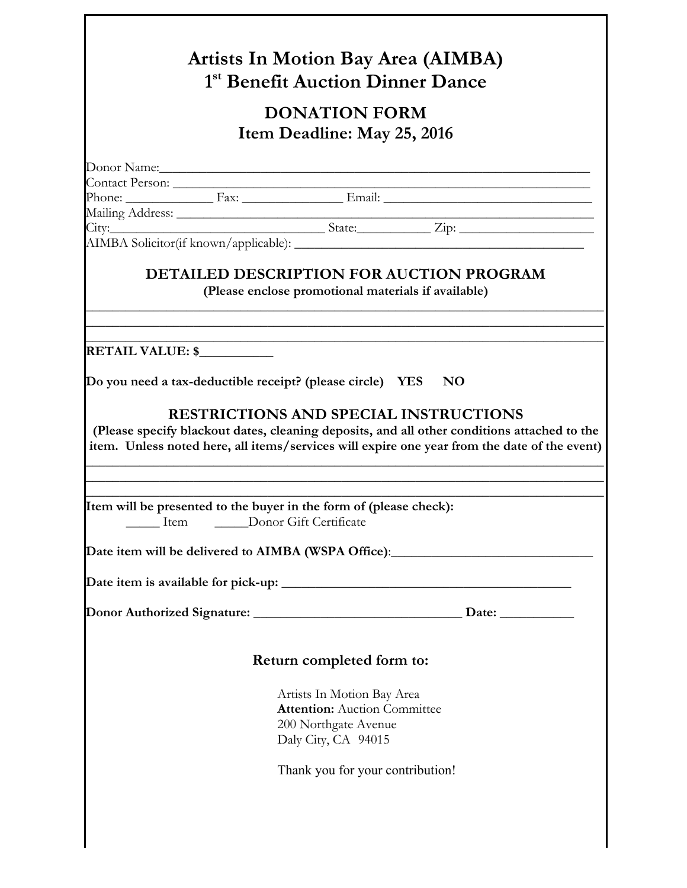# Artists In Motion Bay Area (AIMBA)

# 1st Benefit Auction Dinner Dance

## DONATION FORM

## Item Deadline: May 25, 2016

Donor Name:____________________________________________________________

Contact Person: _________________________________________________________

Phone: _____________ Fax: ______________ Email: ___________________________

Mailing Address: ________________________________________________________

City:______________________________ State:__________ Zip: __________________

AIMBA Solicitor(if known/applicable): ________________________________________

### DETAILED DESCRIPTION FOR AUCTION PROGRAM

**(Please enclose promotional materials if available)**

______________________________________________________________________________

______________________________________________________________________________

______________________________________________________________________________

**RETAIL VALUE: $__________**

**Do you need a tax-deductible receipt? (please circle) YES NO**

### RESTRICTIONS AND SPECIAL INSTRUCTIONS

**(Please specify blackout dates, cleaning deposits, and all other conditions attached to the item. Unless noted here, all items/services will expire one year from the date of the event)**

______________________________________________________________________________

______________________________________________________________________________

______________________________________________________________________________

**Item will be presented to the buyer in the form of (please check):**

_____ Item _____Donor Gift Certificate

**Date item will be delivered to AIMBA (WSPA Office)**:____________________________

**Date item is available for pick-up:** ________________________________________

**Donor Authorized Signature:** ______________________________ **Date:** __________

### Return completed form to:

Artists In Motion Bay Area
**Attention:** Auction Committee
200 Northgate Avenue
Daly City, CA 94015

Thank you for your contribution!